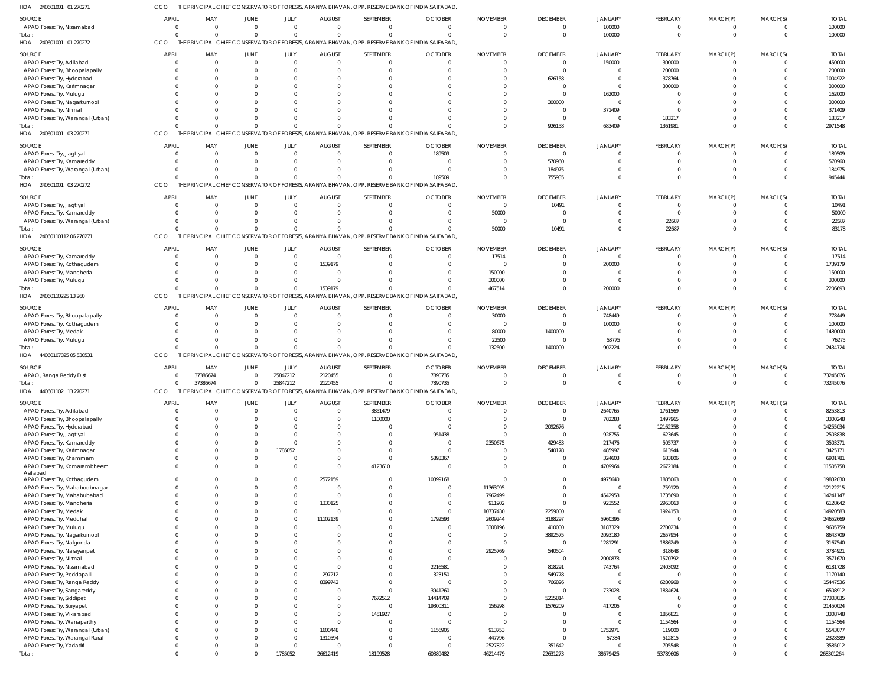HOA 240601001 01 270271 CCO THE PRINCIPAL CHIEF CONSERVATOR OF FORESTS, ARANYA BHAVAN, OPP. RESERVE BANK OF INDIA,SAIFABAD,

| SOURCE | APRIL | MAY | JUNE | JULY | AUGUST | SEPTEMBER | OCTOBER | NOVEMBER | DECEMBER | JANUARY | FEBRUARY | MARCH(P) | MARCH(S) | TOTAL |
|---|---|---|---|---|---|---|---|---|---|---|---|---|---|---|
| APAO Forest Try, Nizamabad | 0 | 0 | 0 | 0 | 0 | 0 | 0 | 0 | 0 | 100000 | 0 | 0 | 0 | 100000 |
| Total: | 0 | 0 | 0 | 0 | 0 | 0 | 0 | 0 | 0 | 100000 | 0 | 0 | 0 | 100000 |

HOA 240601001 01 270272 CCO THE PRINCIPAL CHIEF CONSERVATOR OF FORESTS, ARANYA BHAVAN, OPP. RESERVE BANK OF INDIA,SAIFABAD,

| SOURCE | APRIL | MAY | JUNE | JULY | AUGUST | SEPTEMBER | OCTOBER | NOVEMBER | DECEMBER | JANUARY | FEBRUARY | MARCH(P) | MARCH(S) | TOTAL |
|---|---|---|---|---|---|---|---|---|---|---|---|---|---|---|
| APAO Forest Try, Adilabad | 0 | 0 | 0 | 0 | 0 | 0 | 0 | 0 | 0 | 150000 | 300000 | 0 | 0 | 450000 |
| APAO Forest Try, Bhoopalapally | 0 | 0 | 0 | 0 | 0 | 0 | 0 | 0 | 0 | 0 | 200000 | 0 | 0 | 200000 |
| APAO Forest Try, Hyderabad | 0 | 0 | 0 | 0 | 0 | 0 | 0 | 0 | 626158 | 0 | 378764 | 0 | 0 | 1004922 |
| APAO Forest Try, Karimnagar | 0 | 0 | 0 | 0 | 0 | 0 | 0 | 0 | 0 | 0 | 300000 | 0 | 0 | 300000 |
| APAO Forest Try, Mulugu | 0 | 0 | 0 | 0 | 0 | 0 | 0 | 0 | 0 | 162000 | 0 | 0 | 0 | 162000 |
| APAO Forest Try, Nagarkurnool | 0 | 0 | 0 | 0 | 0 | 0 | 0 | 0 | 300000 | 0 | 0 | 0 | 0 | 300000 |
| APAO Forest Try, Nirmal | 0 | 0 | 0 | 0 | 0 | 0 | 0 | 0 | 0 | 371409 | 0 | 0 | 0 | 371409 |
| APAO Forest Try, Warangal (Urban) | 0 | 0 | 0 | 0 | 0 | 0 | 0 | 0 | 0 | 0 | 183217 | 0 | 0 | 183217 |
| Total: | 0 | 0 | 0 | 0 | 0 | 0 | 0 | 0 | 926158 | 683409 | 1361981 | 0 | 0 | 2971548 |

HOA 240601001 03 270271 CCO THE PRINCIPAL CHIEF CONSERVATOR OF FORESTS, ARANYA BHAVAN, OPP. RESERVE BANK OF INDIA,SAIFABAD,

| SOURCE | APRIL | MAY | JUNE | JULY | AUGUST | SEPTEMBER | OCTOBER | NOVEMBER | DECEMBER | JANUARY | FEBRUARY | MARCH(P) | MARCH(S) | TOTAL |
|---|---|---|---|---|---|---|---|---|---|---|---|---|---|---|
| APAO Forest Try, Jagtiyal | 0 | 0 | 0 | 0 | 0 | 0 | 189509 | 0 | 0 | 0 | 0 | 0 | 0 | 189509 |
| APAO Forest Try, Kamareddy | 0 | 0 | 0 | 0 | 0 | 0 | 0 | 0 | 570960 | 0 | 0 | 0 | 0 | 570960 |
| APAO Forest Try, Warangal (Urban) | 0 | 0 | 0 | 0 | 0 | 0 | 0 | 0 | 184975 | 0 | 0 | 0 | 0 | 184975 |
| Total: | 0 | 0 | 0 | 0 | 0 | 0 | 189509 | 0 | 755935 | 0 | 0 | 0 | 0 | 945444 |

HOA 240601001 03 270272 CCO THE PRINCIPAL CHIEF CONSERVATOR OF FORESTS, ARANYA BHAVAN, OPP. RESERVE BANK OF INDIA,SAIFABAD,

| SOURCE | APRIL | MAY | JUNE | JULY | AUGUST | SEPTEMBER | OCTOBER | NOVEMBER | DECEMBER | JANUARY | FEBRUARY | MARCH(P) | MARCH(S) | TOTAL |
|---|---|---|---|---|---|---|---|---|---|---|---|---|---|---|
| APAO Forest Try, Jagtiyal | 0 | 0 | 0 | 0 | 0 | 0 | 0 | 0 | 10491 | 0 | 0 | 0 | 0 | 10491 |
| APAO Forest Try, Kamareddy | 0 | 0 | 0 | 0 | 0 | 0 | 0 | 50000 | 0 | 0 | 0 | 0 | 0 | 50000 |
| APAO Forest Try, Warangal (Urban) | 0 | 0 | 0 | 0 | 0 | 0 | 0 | 0 | 0 | 0 | 22687 | 0 | 0 | 22687 |
| Total: | 0 | 0 | 0 | 0 | 0 | 0 | 0 | 50000 | 10491 | 0 | 22687 | 0 | 0 | 83178 |

HOA 24060110112 06 270271 CCO THE PRINCIPAL CHIEF CONSERVATOR OF FORESTS, ARANYA BHAVAN, OPP. RESERVE BANK OF INDIA,SAIFABAD,

| SOURCE | APRIL | MAY | JUNE | JULY | AUGUST | SEPTEMBER | OCTOBER | NOVEMBER | DECEMBER | JANUARY | FEBRUARY | MARCH(P) | MARCH(S) | TOTAL |
|---|---|---|---|---|---|---|---|---|---|---|---|---|---|---|
| APAO Forest Try, Kamareddy | 0 | 0 | 0 | 0 | 0 | 0 | 0 | 17514 | 0 | 0 | 0 | 0 | 0 | 17514 |
| APAO Forest Try, Kothagudem | 0 | 0 | 0 | 0 | 1539179 | 0 | 0 | 0 | 0 | 200000 | 0 | 0 | 0 | 1739179 |
| APAO Forest Try, Mancherial | 0 | 0 | 0 | 0 | 0 | 0 | 0 | 150000 | 0 | 0 | 0 | 0 | 0 | 150000 |
| APAO Forest Try, Mulugu | 0 | 0 | 0 | 0 | 0 | 0 | 0 | 300000 | 0 | 0 | 0 | 0 | 0 | 300000 |
| Total: | 0 | 0 | 0 | 0 | 1539179 | 0 | 0 | 467514 | 0 | 200000 | 0 | 0 | 0 | 2206693 |

HOA 24060110225 13 260 CCO THE PRINCIPAL CHIEF CONSERVATOR OF FORESTS, ARANYA BHAVAN, OPP. RESERVE BANK OF INDIA,SAIFABAD,

| SOURCE | APRIL | MAY | JUNE | JULY | AUGUST | SEPTEMBER | OCTOBER | NOVEMBER | DECEMBER | JANUARY | FEBRUARY | MARCH(P) | MARCH(S) | TOTAL |
|---|---|---|---|---|---|---|---|---|---|---|---|---|---|---|
| APAO Forest Try, Bhoopalapally | 0 | 0 | 0 | 0 | 0 | 0 | 0 | 30000 | 0 | 748449 | 0 | 0 | 0 | 778449 |
| APAO Forest Try, Kothagudem | 0 | 0 | 0 | 0 | 0 | 0 | 0 | 0 | 0 | 100000 | 0 | 0 | 0 | 100000 |
| APAO Forest Try, Medak | 0 | 0 | 0 | 0 | 0 | 0 | 0 | 80000 | 1400000 | 0 | 0 | 0 | 0 | 1480000 |
| APAO Forest Try, Mulugu | 0 | 0 | 0 | 0 | 0 | 0 | 0 | 22500 | 0 | 53775 | 0 | 0 | 0 | 76275 |
| Total: | 0 | 0 | 0 | 0 | 0 | 0 | 0 | 132500 | 1400000 | 902224 | 0 | 0 | 0 | 2434724 |

HOA 44060107025 05 530531 CCO THE PRINCIPAL CHIEF CONSERVATOR OF FORESTS, ARANYA BHAVAN, OPP. RESERVE BANK OF INDIA,SAIFABAD,

| SOURCE | APRIL | MAY | JUNE | JULY | AUGUST | SEPTEMBER | OCTOBER | NOVEMBER | DECEMBER | JANUARY | FEBRUARY | MARCH(P) | MARCH(S) | TOTAL |
|---|---|---|---|---|---|---|---|---|---|---|---|---|---|---|
| APAO, Ranga Reddy Dist | 0 | 37386674 | 0 | 25847212 | 2120455 | 0 | 7890735 | 0 | 0 | 0 | 0 | 0 | 0 | 73245076 |
| Total: | 0 | 37386674 | 0 | 25847212 | 2120455 | 0 | 7890735 | 0 | 0 | 0 | 0 | 0 | 0 | 73245076 |

HOA 440601102 13 270271 CCO THE PRINCIPAL CHIEF CONSERVATOR OF FORESTS, ARANYA BHAVAN, OPP. RESERVE BANK OF INDIA,SAIFABAD,

| SOURCE | APRIL | MAY | JUNE | JULY | AUGUST | SEPTEMBER | OCTOBER | NOVEMBER | DECEMBER | JANUARY | FEBRUARY | MARCH(P) | MARCH(S) | TOTAL |
|---|---|---|---|---|---|---|---|---|---|---|---|---|---|---|
| APAO Forest Try, Adilabad | 0 | 0 | 0 | 0 | 0 | 3851479 | 0 | 0 | 0 | 2640765 | 1761569 | 0 | 0 | 8253813 |
| APAO Forest Try, Bhoopalapally | 0 | 0 | 0 | 0 | 0 | 1100000 | 0 | 0 | 0 | 702283 | 1497965 | 0 | 0 | 3300248 |
| APAO Forest Try, Hyderabad | 0 | 0 | 0 | 0 | 0 | 0 | 0 | 0 | 2092676 | 0 | 12162358 | 0 | 0 | 14255034 |
| APAO Forest Try, Jagtiyal | 0 | 0 | 0 | 0 | 0 | 0 | 951438 | 0 | 0 | 928755 | 623645 | 0 | 0 | 2503838 |
| APAO Forest Try, Kamareddy | 0 | 0 | 0 | 0 | 0 | 0 | 0 | 2350675 | 429483 | 217476 | 505737 | 0 | 0 | 3503371 |
| APAO Forest Try, Karimnagar | 0 | 0 | 0 | 1785052 | 0 | 0 | 0 | 0 | 540178 | 485997 | 613944 | 0 | 0 | 3425171 |
| APAO Forest Try, Khammam | 0 | 0 | 0 | 0 | 0 | 0 | 5893367 | 0 | 0 | 324608 | 683806 | 0 | 0 | 6901781 |
| APAO Forest Try, Komarambheem Asifabad | 0 | 0 | 0 | 0 | 0 | 4123610 | 0 | 0 | 0 | 4709964 | 2672184 | 0 | 0 | 11505758 |
| APAO Forest Try, Kothagudem | 0 | 0 | 0 | 0 | 2572159 | 0 | 10399168 | 0 | 0 | 4975640 | 1885063 | 0 | 0 | 19832030 |
| APAO Forest Try, Mahaboobnagar | 0 | 0 | 0 | 0 | 0 | 0 | 0 | 11363095 | 0 | 0 | 759120 | 0 | 0 | 12122215 |
| APAO Forest Try, Mahabubabad | 0 | 0 | 0 | 0 | 0 | 0 | 0 | 7962499 | 0 | 4542958 | 1735690 | 0 | 0 | 14241147 |
| APAO Forest Try, Mancherial | 0 | 0 | 0 | 0 | 1330125 | 0 | 0 | 911902 | 0 | 923552 | 2963063 | 0 | 0 | 6128642 |
| APAO Forest Try, Medak | 0 | 0 | 0 | 0 | 0 | 0 | 0 | 10737430 | 2259000 | 0 | 1924153 | 0 | 0 | 14920583 |
| APAO Forest Try, Medchal | 0 | 0 | 0 | 0 | 11102139 | 0 | 1792593 | 2609244 | 3188297 | 5960396 | 0 | 0 | 0 | 24652669 |
| APAO Forest Try, Mulugu | 0 | 0 | 0 | 0 | 0 | 0 | 0 | 3308196 | 410000 | 3187329 | 2700234 | 0 | 0 | 9605759 |
| APAO Forest Try, Nagarkurnool | 0 | 0 | 0 | 0 | 0 | 0 | 0 | 0 | 3892575 | 2093180 | 2657954 | 0 | 0 | 8643709 |
| APAO Forest Try, Nalgonda | 0 | 0 | 0 | 0 | 0 | 0 | 0 | 0 | 0 | 1281291 | 1886249 | 0 | 0 | 3167540 |
| APAO Forest Try, Narayanpet | 0 | 0 | 0 | 0 | 0 | 0 | 0 | 2925769 | 540504 | 0 | 318648 | 0 | 0 | 3784921 |
| APAO Forest Try, Nirmal | 0 | 0 | 0 | 0 | 0 | 0 | 0 | 0 | 0 | 2000878 | 1570792 | 0 | 0 | 3571670 |
| APAO Forest Try, Nizamabad | 0 | 0 | 0 | 0 | 0 | 0 | 2216581 | 0 | 818291 | 743764 | 2403092 | 0 | 0 | 6181728 |
| APAO Forest Try, Peddapalli | 0 | 0 | 0 | 0 | 297212 | 0 | 323150 | 0 | 549778 | 0 | 0 | 0 | 0 | 1170140 |
| APAO Forest Try, Ranga Reddy | 0 | 0 | 0 | 0 | 8399742 | 0 | 0 | 0 | 766826 | 0 | 6280968 | 0 | 0 | 15447536 |
| APAO Forest Try, Sangareddy | 0 | 0 | 0 | 0 | 0 | 0 | 3941260 | 0 | 0 | 733028 | 1834624 | 0 | 0 | 6508912 |
| APAO Forest Try, Siddipet | 0 | 0 | 0 | 0 | 0 | 7672512 | 14414709 | 0 | 5215814 | 0 | 0 | 0 | 0 | 27303035 |
| APAO Forest Try, Suryapet | 0 | 0 | 0 | 0 | 0 | 0 | 19300311 | 156298 | 1576209 | 417206 | 0 | 0 | 0 | 21450024 |
| APAO Forest Try, Vikarabad | 0 | 0 | 0 | 0 | 0 | 1451927 | 0 | 0 | 0 | 0 | 1856821 | 0 | 0 | 3308748 |
| APAO Forest Try, Wanaparthy | 0 | 0 | 0 | 0 | 0 | 0 | 0 | 0 | 0 | 0 | 1154564 | 0 | 0 | 1154564 |
| APAO Forest Try, Warangal (Urban) | 0 | 0 | 0 | 0 | 1600448 | 0 | 1156905 | 913753 | 0 | 1752971 | 119000 | 0 | 0 | 5543077 |
| APAO Forest Try, Warangal Rural | 0 | 0 | 0 | 0 | 1310594 | 0 | 0 | 447796 | 0 | 57384 | 512815 | 0 | 0 | 2328589 |
| APAO Forest Try, Yadadri | 0 | 0 | 0 | 0 | 0 | 0 | 0 | 2527822 | 351642 | 0 | 705548 | 0 | 0 | 3585012 |
| Total: | 0 | 0 | 0 | 1785052 | 26612419 | 18199528 | 60389482 | 46214479 | 22631273 | 38679425 | 53789606 | 0 | 0 | 268301264 |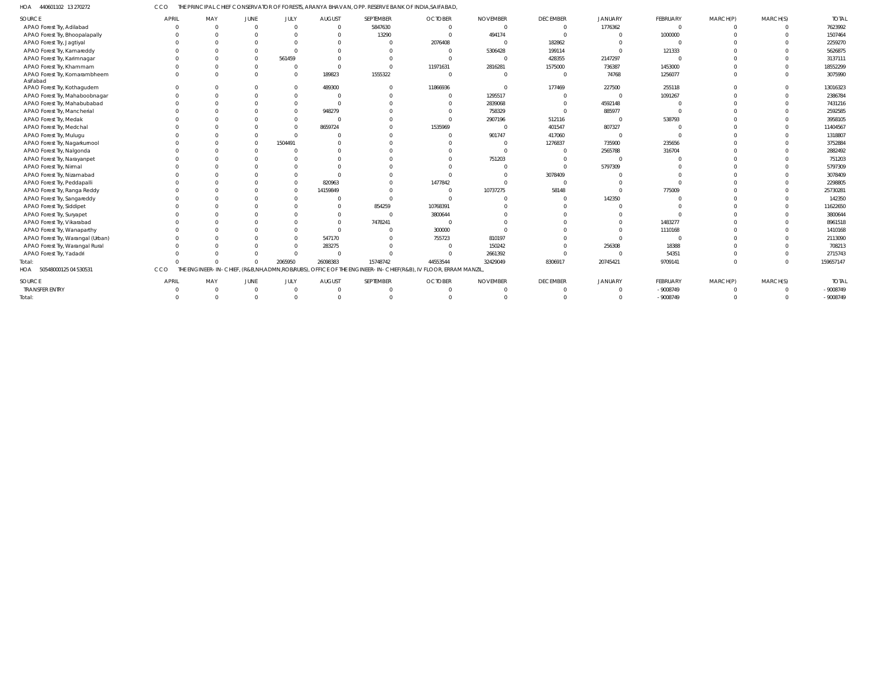HOA 440601102 13 270272 CCO THE PRINCIPAL CHIEF CONSERVATOR OF FORESTS, ARANYA BHAVAN, OPP. RESERVE BANK OF INDIA,SAIFABAD,

| SOURCE | APRIL | MAY | JUNE | JULY | AUGUST | SEPTEMBER | OCTOBER | NOVEMBER | DECEMBER | JANUARY | FEBRUARY | MARCH(P) | MARCH(S) | TOTAL |
|---|---|---|---|---|---|---|---|---|---|---|---|---|---|---|
| APAO Forest Try, Adilabad | 0 | 0 | 0 | 0 | 0 | 5847630 | 0 | 0 | 0 | 1776362 | 0 | 0 | 0 | 7623992 |
| APAO Forest Try, Bhoopalapally | 0 | 0 | 0 | 0 | 0 | 13290 | 0 | 494174 | 0 | 0 | 1000000 | 0 | 0 | 1507464 |
| APAO Forest Try, Jagtiyal | 0 | 0 | 0 | 0 | 0 | 0 | 2076408 | 0 | 182862 | 0 | 0 | 0 | 0 | 2259270 |
| APAO Forest Try, Kamareddy | 0 | 0 | 0 | 0 | 0 | 0 | 0 | 5306428 | 199114 | 0 | 121333 | 0 | 0 | 5626875 |
| APAO Forest Try, Karimnagar | 0 | 0 | 0 | 561459 | 0 | 0 | 0 | 0 | 428355 | 2147297 | 0 | 0 | 0 | 3137111 |
| APAO Forest Try, Khammam | 0 | 0 | 0 | 0 | 0 | 0 | 11971631 | 2816281 | 1575000 | 736387 | 1453000 | 0 | 0 | 18552299 |
| APAO Forest Try, Komarambheem Asifabad | 0 | 0 | 0 | 0 | 189823 | 1555322 | 0 | 0 | 0 | 74768 | 1256077 | 0 | 0 | 3075990 |
| APAO Forest Try, Kothagudem | 0 | 0 | 0 | 0 | 489300 | 0 | 11866936 | 0 | 177469 | 227500 | 255118 | 0 | 0 | 13016323 |
| APAO Forest Try, Mahaboobnagar | 0 | 0 | 0 | 0 | 0 | 0 | 0 | 1295517 | 0 | 0 | 1091267 | 0 | 0 | 2386784 |
| APAO Forest Try, Mahabubabad | 0 | 0 | 0 | 0 | 0 | 0 | 0 | 2839068 | 0 | 4592148 | 0 | 0 | 0 | 7431216 |
| APAO Forest Try, Mancherial | 0 | 0 | 0 | 0 | 948279 | 0 | 0 | 758329 | 0 | 885977 | 0 | 0 | 0 | 2592585 |
| APAO Forest Try, Medak | 0 | 0 | 0 | 0 | 0 | 0 | 0 | 2907196 | 512116 | 0 | 538793 | 0 | 0 | 3958105 |
| APAO Forest Try, Medchal | 0 | 0 | 0 | 0 | 8659724 | 0 | 1535969 | 0 | 401547 | 807327 | 0 | 0 | 0 | 11404567 |
| APAO Forest Try, Mulugu | 0 | 0 | 0 | 0 | 0 | 0 | 0 | 901747 | 417060 | 0 | 0 | 0 | 0 | 1318807 |
| APAO Forest Try, Nagarkurnool | 0 | 0 | 0 | 1504491 | 0 | 0 | 0 | 0 | 1276837 | 735900 | 235656 | 0 | 0 | 3752884 |
| APAO Forest Try, Nalgonda | 0 | 0 | 0 | 0 | 0 | 0 | 0 | 0 | 0 | 2565788 | 316704 | 0 | 0 | 2882492 |
| APAO Forest Try, Narayanpet | 0 | 0 | 0 | 0 | 0 | 0 | 0 | 751203 | 0 | 0 | 0 | 0 | 0 | 751203 |
| APAO Forest Try, Nirmal | 0 | 0 | 0 | 0 | 0 | 0 | 0 | 0 | 0 | 5797309 | 0 | 0 | 0 | 5797309 |
| APAO Forest Try, Nizamabad | 0 | 0 | 0 | 0 | 0 | 0 | 0 | 0 | 3078409 | 0 | 0 | 0 | 0 | 3078409 |
| APAO Forest Try, Peddapalli | 0 | 0 | 0 | 0 | 820963 | 0 | 1477842 | 0 | 0 | 0 | 0 | 0 | 0 | 2298805 |
| APAO Forest Try, Ranga Reddy | 0 | 0 | 0 | 0 | 14159849 | 0 | 0 | 10737275 | 58148 | 0 | 775009 | 0 | 0 | 25730281 |
| APAO Forest Try, Sangareddy | 0 | 0 | 0 | 0 | 0 | 0 | 0 | 0 | 0 | 142350 | 0 | 0 | 0 | 142350 |
| APAO Forest Try, Siddipet | 0 | 0 | 0 | 0 | 0 | 854259 | 10768391 | 0 | 0 | 0 | 0 | 0 | 0 | 11622650 |
| APAO Forest Try, Suryapet | 0 | 0 | 0 | 0 | 0 | 0 | 3800644 | 0 | 0 | 0 | 0 | 0 | 0 | 3800644 |
| APAO Forest Try, Vikarabad | 0 | 0 | 0 | 0 | 0 | 7478241 | 0 | 0 | 0 | 0 | 1483277 | 0 | 0 | 8961518 |
| APAO Forest Try, Wanaparthy | 0 | 0 | 0 | 0 | 0 | 0 | 300000 | 0 | 0 | 0 | 1110168 | 0 | 0 | 1410168 |
| APAO Forest Try, Warangal (Urban) | 0 | 0 | 0 | 0 | 547170 | 0 | 755723 | 810197 | 0 | 0 | 0 | 0 | 0 | 2113090 |
| APAO Forest Try, Warangal Rural | 0 | 0 | 0 | 0 | 283275 | 0 | 0 | 150242 | 0 | 256308 | 18388 | 0 | 0 | 708213 |
| APAO Forest Try, Yadadri | 0 | 0 | 0 | 0 | 0 | 0 | 0 | 2661392 | 0 | 0 | 54351 | 0 | 0 | 2715743 |
| Total: | 0 | 0 | 0 | 2065950 | 26098383 | 15748742 | 44553544 | 32429049 | 8306917 | 20745421 | 9709141 | 0 | 0 | 159657147 |

HOA 505480001250453053 1 CCO THE ENGINEER-IN-CHIEF, (R&B,NH,ADMN,ROB/RUBS), OFFICE OF THE ENGINEER-IN-CHIEF(R&B), IV FLOOR, ERRAM MANZIL,

| SOURCE | APRIL | MAY | JUNE | JULY | AUGUST | SEPTEMBER | OCTOBER | NOVEMBER | DECEMBER | JANUARY | FEBRUARY | MARCH(P) | MARCH(S) | TOTAL |
|---|---|---|---|---|---|---|---|---|---|---|---|---|---|---|
| TRANSFER ENTRY | 0 | 0 | 0 | 0 | 0 | 0 | 0 | 0 | 0 | 0 | -9008749 | 0 | 0 | -9008749 |
| Total: | 0 | 0 | 0 | 0 | 0 | 0 | 0 | 0 | 0 | 0 | -9008749 | 0 | 0 | -9008749 |